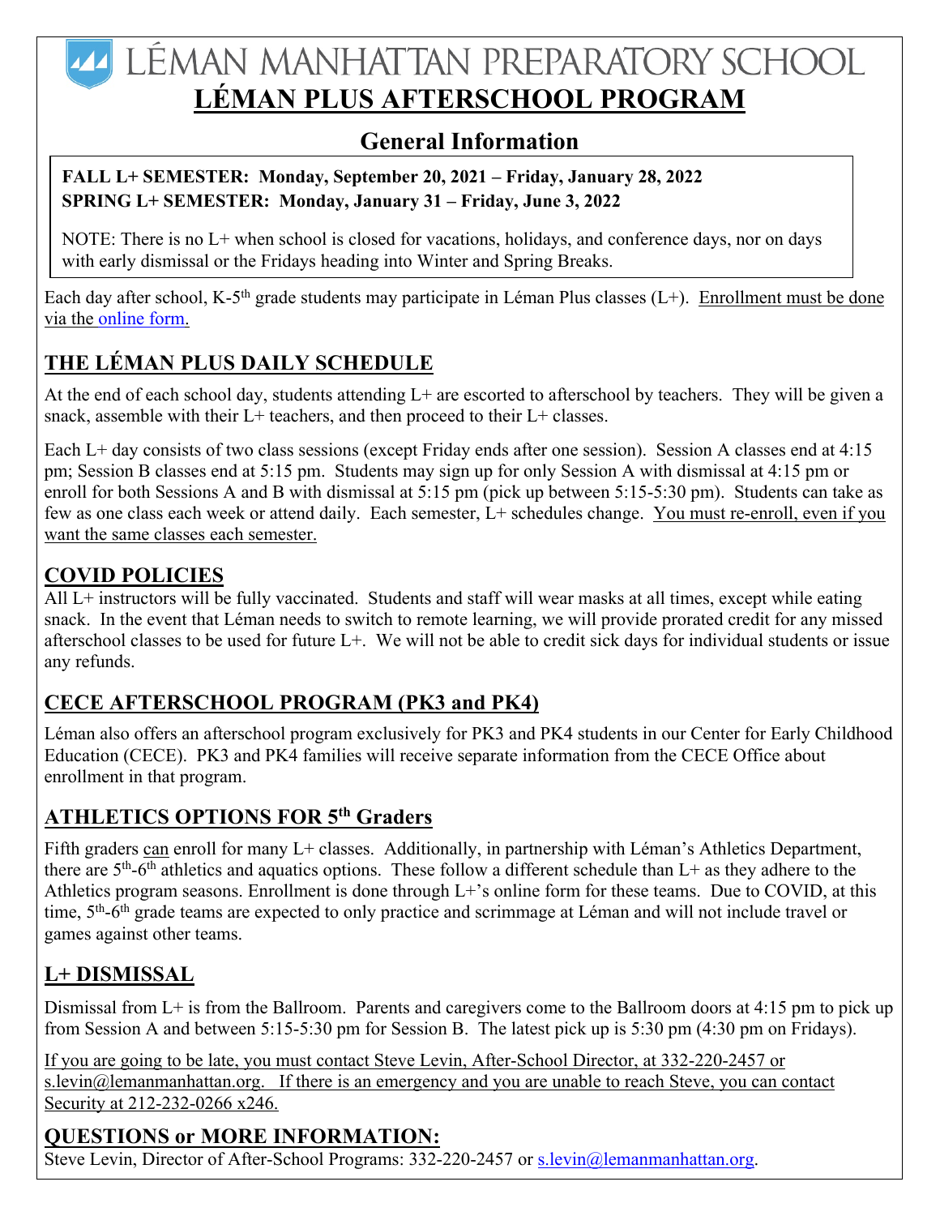# LÉMAN MANHATTAN PREPARATORY SCHOOL

# LÉMAN PLUS AFTERSCHOOL PROGRAM

## General Information

**FALL L+ SEMESTER: Monday, September 20, 2021 – Friday, January 28, 2022**
**SPRING L+ SEMESTER: Monday, January 31 – Friday, June 3, 2022**

NOTE: There is no L+ when school is closed for vacations, holidays, and conference days, nor on days with early dismissal or the Fridays heading into Winter and Spring Breaks.

Each day after school, K-5th grade students may participate in Léman Plus classes (L+). Enrollment must be done via the online form.

## THE LÉMAN PLUS DAILY SCHEDULE

At the end of each school day, students attending L+ are escorted to afterschool by teachers. They will be given a snack, assemble with their L+ teachers, and then proceed to their L+ classes.

Each L+ day consists of two class sessions (except Friday ends after one session). Session A classes end at 4:15 pm; Session B classes end at 5:15 pm. Students may sign up for only Session A with dismissal at 4:15 pm or enroll for both Sessions A and B with dismissal at 5:15 pm (pick up between 5:15-5:30 pm). Students can take as few as one class each week or attend daily. Each semester, L+ schedules change. You must re-enroll, even if you want the same classes each semester.

## COVID POLICIES

All L+ instructors will be fully vaccinated. Students and staff will wear masks at all times, except while eating snack. In the event that Léman needs to switch to remote learning, we will provide prorated credit for any missed afterschool classes to be used for future L+. We will not be able to credit sick days for individual students or issue any refunds.

## CECE AFTERSCHOOL PROGRAM (PK3 and PK4)

Léman also offers an afterschool program exclusively for PK3 and PK4 students in our Center for Early Childhood Education (CECE). PK3 and PK4 families will receive separate information from the CECE Office about enrollment in that program.

## ATHLETICS OPTIONS FOR 5th Graders

Fifth graders can enroll for many L+ classes. Additionally, in partnership with Léman's Athletics Department, there are 5th-6th athletics and aquatics options. These follow a different schedule than L+ as they adhere to the Athletics program seasons. Enrollment is done through L+'s online form for these teams. Due to COVID, at this time, 5th-6th grade teams are expected to only practice and scrimmage at Léman and will not include travel or games against other teams.

## L+ DISMISSAL

Dismissal from L+ is from the Ballroom. Parents and caregivers come to the Ballroom doors at 4:15 pm to pick up from Session A and between 5:15-5:30 pm for Session B. The latest pick up is 5:30 pm (4:30 pm on Fridays).

If you are going to be late, you must contact Steve Levin, After-School Director, at 332-220-2457 or s.levin@lemanmanhattan.org. If there is an emergency and you are unable to reach Steve, you can contact Security at 212-232-0266 x246.

## QUESTIONS or MORE INFORMATION:

Steve Levin, Director of After-School Programs: 332-220-2457 or s.levin@lemanmanhattan.org.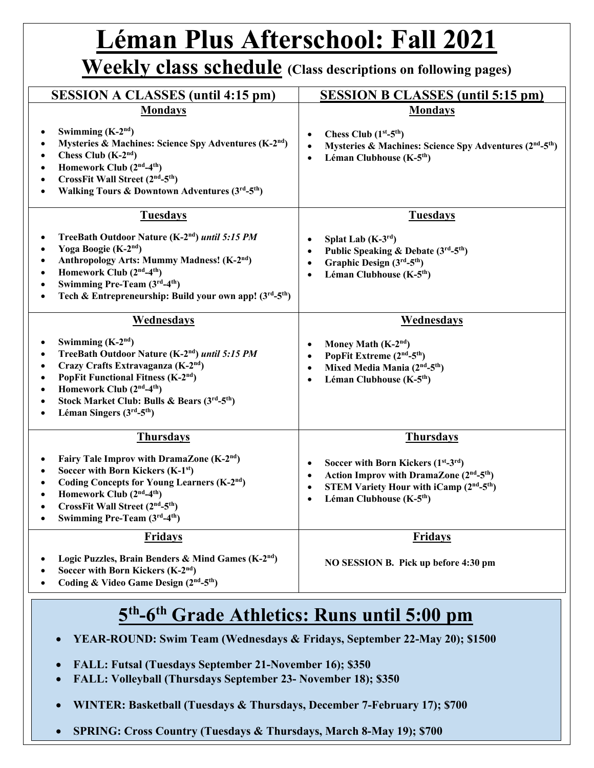# Léman Plus Afterschool: Fall 2021

## Weekly class schedule (Class descriptions on following pages)

| SESSION A CLASSES (until 4:15 pm) | SESSION B CLASSES (until 5:15 pm) |
|---|---|
| **Mondays**<br>• Swimming (K-2nd)<br>• Mysteries & Machines: Science Spy Adventures (K-2nd)<br>• Chess Club (K-2nd)<br>• Homework Club (2nd-4th)<br>• CrossFit Wall Street (2nd-5th)<br>• Walking Tours & Downtown Adventures (3rd-5th) | **Mondays**<br>• Chess Club (1st-5th)<br>• Mysteries & Machines: Science Spy Adventures (2nd-5th)<br>• Léman Clubhouse (K-5th) |
| **Tuesdays**<br>• TreeBath Outdoor Nature (K-2nd) *until 5:15 PM*<br>• Yoga Boogie (K-2nd)<br>• Anthropology Arts: Mummy Madness! (K-2nd)<br>• Homework Club (2nd-4th)<br>• Swimming Pre-Team (3rd-4th)<br>• Tech & Entrepreneurship: Build your own app! (3rd-5th) | **Tuesdays**<br>• Splat Lab (K-3rd)<br>• Public Speaking & Debate (3rd-5th)<br>• Graphic Design (3rd-5th)<br>• Léman Clubhouse (K-5th) |
| **Wednesdays**<br>• Swimming (K-2nd)<br>• TreeBath Outdoor Nature (K-2nd) *until 5:15 PM*<br>• Crazy Crafts Extravaganza (K-2nd)<br>• PopFit Functional Fitness (K-2nd)<br>• Homework Club (2nd-4th)<br>• Stock Market Club: Bulls & Bears (3rd-5th)<br>• Léman Singers (3rd-5th) | **Wednesdays**<br>• Money Math (K-2nd)<br>• PopFit Extreme (2nd-5th)<br>• Mixed Media Mania (2nd-5th)<br>• Léman Clubhouse (K-5th) |
| **Thursdays**<br>• Fairy Tale Improv with DramaZone (K-2nd)<br>• Soccer with Born Kickers (K-1st)<br>• Coding Concepts for Young Learners (K-2nd)<br>• Homework Club (2nd-4th)<br>• CrossFit Wall Street (2nd-5th)<br>• Swimming Pre-Team (3rd-4th) | **Thursdays**<br>• Soccer with Born Kickers (1st-3rd)<br>• Action Improv with DramaZone (2nd-5th)<br>• STEM Variety Hour with iCamp (2nd-5th)<br>• Léman Clubhouse (K-5th) |
| **Fridays**<br>• Logic Puzzles, Brain Benders & Mind Games (K-2nd)<br>• Soccer with Born Kickers (K-2nd)<br>• Coding & Video Game Design (2nd-5th) | **Fridays**<br>NO SESSION B. Pick up before 4:30 pm |

## 5th-6th Grade Athletics: Runs until 5:00 pm

- **YEAR-ROUND: Swim Team (Wednesdays & Fridays, September 22-May 20); $1500**
- **FALL: Futsal (Tuesdays September 21-November 16); $350**
- **FALL: Volleyball (Thursdays September 23- November 18); $350**
- **WINTER: Basketball (Tuesdays & Thursdays, December 7-February 17); $700**
- **SPRING: Cross Country (Tuesdays & Thursdays, March 8-May 19); $700**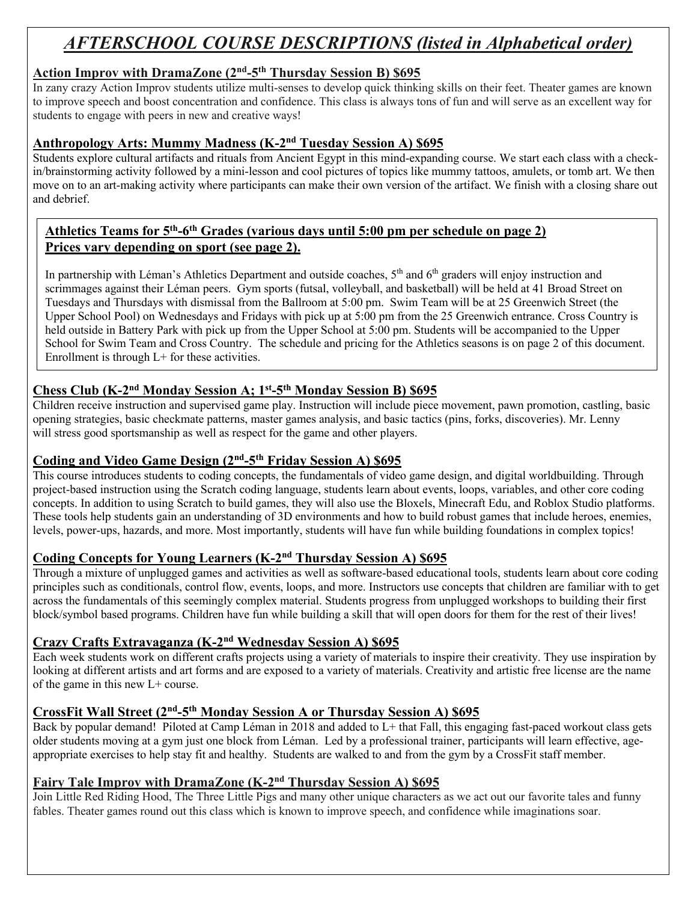# *AFTERSCHOOL COURSE DESCRIPTIONS (listed in Alphabetical order)*

**Action Improv with DramaZone (2nd-5th Thursday Session B) $695**

In zany crazy Action Improv students utilize multi-senses to develop quick thinking skills on their feet. Theater games are known to improve speech and boost concentration and confidence. This class is always tons of fun and will serve as an excellent way for students to engage with peers in new and creative ways!

**Anthropology Arts: Mummy Madness (K-2nd Tuesday Session A) $695**

Students explore cultural artifacts and rituals from Ancient Egypt in this mind-expanding course. We start each class with a check-in/brainstorming activity followed by a mini-lesson and cool pictures of topics like mummy tattoos, amulets, or tomb art. We then move on to an art-making activity where participants can make their own version of the artifact. We finish with a closing share out and debrief.

**Athletics Teams for 5th-6th Grades (various days until 5:00 pm per schedule on page 2)**
**Prices vary depending on sport (see page 2).**

In partnership with Léman's Athletics Department and outside coaches, 5th and 6th graders will enjoy instruction and scrimmages against their Léman peers. Gym sports (futsal, volleyball, and basketball) will be held at 41 Broad Street on Tuesdays and Thursdays with dismissal from the Ballroom at 5:00 pm. Swim Team will be at 25 Greenwich Street (the Upper School Pool) on Wednesdays and Fridays with pick up at 5:00 pm from the 25 Greenwich entrance. Cross Country is held outside in Battery Park with pick up from the Upper School at 5:00 pm. Students will be accompanied to the Upper School for Swim Team and Cross Country. The schedule and pricing for the Athletics seasons is on page 2 of this document. Enrollment is through L+ for these activities.

**Chess Club (K-2nd Monday Session A; 1st-5th Monday Session B) $695**

Children receive instruction and supervised game play. Instruction will include piece movement, pawn promotion, castling, basic opening strategies, basic checkmate patterns, master games analysis, and basic tactics (pins, forks, discoveries). Mr. Lenny will stress good sportsmanship as well as respect for the game and other players.

**Coding and Video Game Design (2nd-5th Friday Session A) $695**

This course introduces students to coding concepts, the fundamentals of video game design, and digital worldbuilding. Through project-based instruction using the Scratch coding language, students learn about events, loops, variables, and other core coding concepts. In addition to using Scratch to build games, they will also use the Bloxels, Minecraft Edu, and Roblox Studio platforms. These tools help students gain an understanding of 3D environments and how to build robust games that include heroes, enemies, levels, power-ups, hazards, and more. Most importantly, students will have fun while building foundations in complex topics!

**Coding Concepts for Young Learners (K-2nd Thursday Session A) $695**

Through a mixture of unplugged games and activities as well as software-based educational tools, students learn about core coding principles such as conditionals, control flow, events, loops, and more. Instructors use concepts that children are familiar with to get across the fundamentals of this seemingly complex material. Students progress from unplugged workshops to building their first block/symbol based programs. Children have fun while building a skill that will open doors for them for the rest of their lives!

**Crazy Crafts Extravaganza (K-2nd Wednesday Session A) $695**

Each week students work on different crafts projects using a variety of materials to inspire their creativity. They use inspiration by looking at different artists and art forms and are exposed to a variety of materials. Creativity and artistic free license are the name of the game in this new L+ course.

**CrossFit Wall Street (2nd-5th Monday Session A or Thursday Session A) $695**

Back by popular demand! Piloted at Camp Léman in 2018 and added to L+ that Fall, this engaging fast-paced workout class gets older students moving at a gym just one block from Léman. Led by a professional trainer, participants will learn effective, age-appropriate exercises to help stay fit and healthy. Students are walked to and from the gym by a CrossFit staff member.

**Fairy Tale Improv with DramaZone (K-2nd Thursday Session A) $695**

Join Little Red Riding Hood, The Three Little Pigs and many other unique characters as we act out our favorite tales and funny fables. Theater games round out this class which is known to improve speech, and confidence while imaginations soar.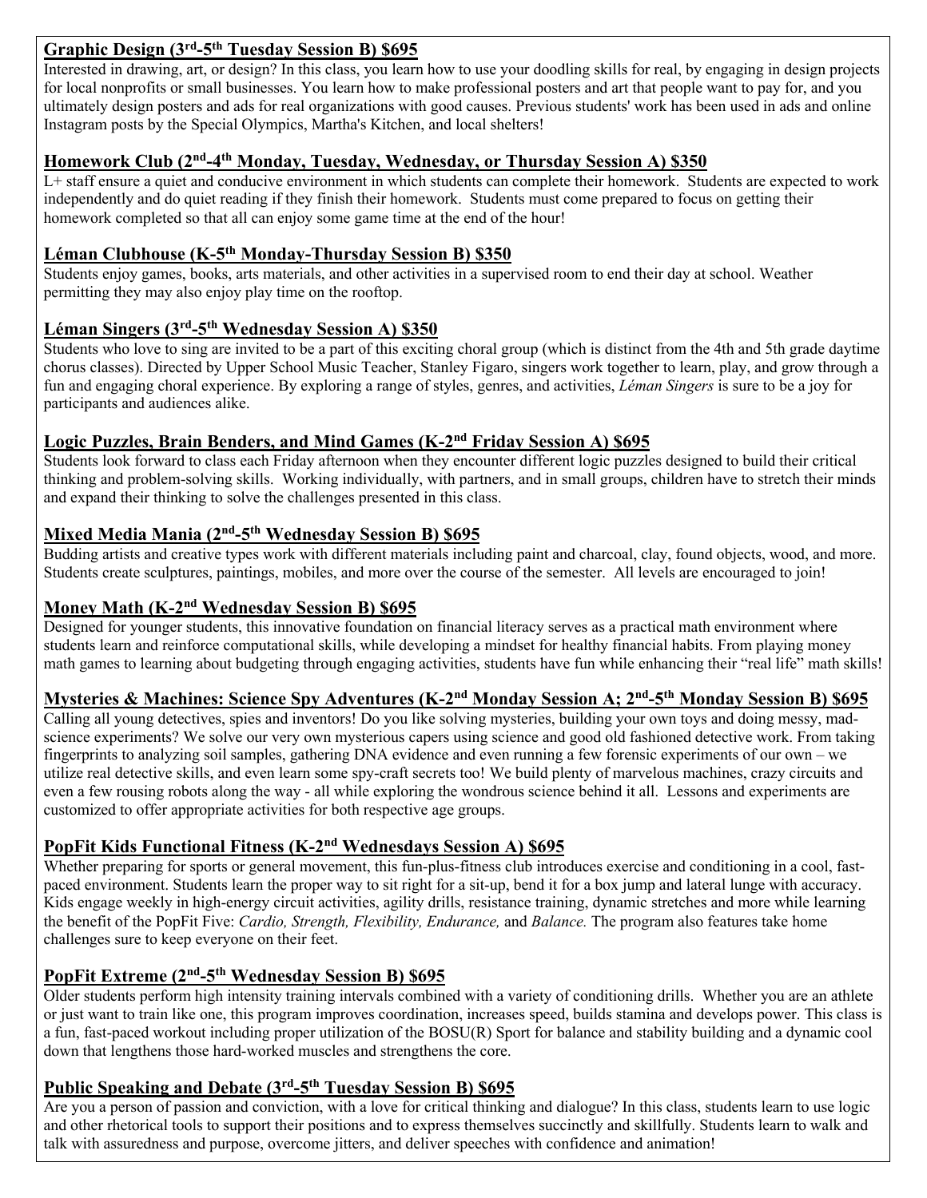**Graphic Design (3rd-5th Tuesday Session B) $695**

Interested in drawing, art, or design? In this class, you learn how to use your doodling skills for real, by engaging in design projects for local nonprofits or small businesses. You learn how to make professional posters and art that people want to pay for, and you ultimately design posters and ads for real organizations with good causes. Previous students' work has been used in ads and online Instagram posts by the Special Olympics, Martha's Kitchen, and local shelters!

**Homework Club (2nd-4th Monday, Tuesday, Wednesday, or Thursday Session A) $350**

L+ staff ensure a quiet and conducive environment in which students can complete their homework. Students are expected to work independently and do quiet reading if they finish their homework. Students must come prepared to focus on getting their homework completed so that all can enjoy some game time at the end of the hour!

**Léman Clubhouse (K-5th Monday-Thursday Session B) $350**

Students enjoy games, books, arts materials, and other activities in a supervised room to end their day at school. Weather permitting they may also enjoy play time on the rooftop.

**Léman Singers (3rd-5th Wednesday Session A) $350**

Students who love to sing are invited to be a part of this exciting choral group (which is distinct from the 4th and 5th grade daytime chorus classes). Directed by Upper School Music Teacher, Stanley Figaro, singers work together to learn, play, and grow through a fun and engaging choral experience. By exploring a range of styles, genres, and activities, *Léman Singers* is sure to be a joy for participants and audiences alike.

**Logic Puzzles, Brain Benders, and Mind Games (K-2nd Friday Session A) $695**

Students look forward to class each Friday afternoon when they encounter different logic puzzles designed to build their critical thinking and problem-solving skills. Working individually, with partners, and in small groups, children have to stretch their minds and expand their thinking to solve the challenges presented in this class.

**Mixed Media Mania (2nd-5th Wednesday Session B) $695**

Budding artists and creative types work with different materials including paint and charcoal, clay, found objects, wood, and more. Students create sculptures, paintings, mobiles, and more over the course of the semester. All levels are encouraged to join!

**Money Math (K-2nd Wednesday Session B) $695**

Designed for younger students, this innovative foundation on financial literacy serves as a practical math environment where students learn and reinforce computational skills, while developing a mindset for healthy financial habits. From playing money math games to learning about budgeting through engaging activities, students have fun while enhancing their "real life" math skills!

**Mysteries & Machines: Science Spy Adventures (K-2nd Monday Session A; 2nd-5th Monday Session B) $695**

Calling all young detectives, spies and inventors! Do you like solving mysteries, building your own toys and doing messy, mad-science experiments? We solve our very own mysterious capers using science and good old fashioned detective work. From taking fingerprints to analyzing soil samples, gathering DNA evidence and even running a few forensic experiments of our own – we utilize real detective skills, and even learn some spy-craft secrets too! We build plenty of marvelous machines, crazy circuits and even a few rousing robots along the way - all while exploring the wondrous science behind it all. Lessons and experiments are customized to offer appropriate activities for both respective age groups.

**PopFit Kids Functional Fitness (K-2nd Wednesdays Session A) $695**

Whether preparing for sports or general movement, this fun-plus-fitness club introduces exercise and conditioning in a cool, fast-paced environment. Students learn the proper way to sit right for a sit-up, bend it for a box jump and lateral lunge with accuracy. Kids engage weekly in high-energy circuit activities, agility drills, resistance training, dynamic stretches and more while learning the benefit of the PopFit Five: *Cardio, Strength, Flexibility, Endurance,* and *Balance.* The program also features take home challenges sure to keep everyone on their feet.

**PopFit Extreme (2nd-5th Wednesday Session B) $695**

Older students perform high intensity training intervals combined with a variety of conditioning drills. Whether you are an athlete or just want to train like one, this program improves coordination, increases speed, builds stamina and develops power. This class is a fun, fast-paced workout including proper utilization of the BOSU(R) Sport for balance and stability building and a dynamic cool down that lengthens those hard-worked muscles and strengthens the core.

**Public Speaking and Debate (3rd-5th Tuesday Session B) $695**

Are you a person of passion and conviction, with a love for critical thinking and dialogue? In this class, students learn to use logic and other rhetorical tools to support their positions and to express themselves succinctly and skillfully. Students learn to walk and talk with assuredness and purpose, overcome jitters, and deliver speeches with confidence and animation!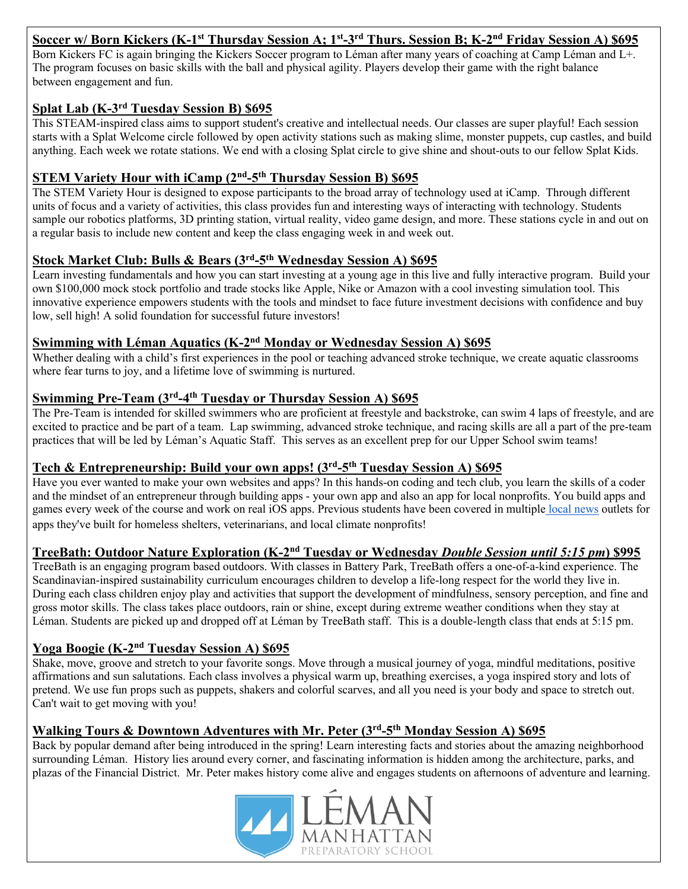### Soccer w/ Born Kickers (K-1st Thursday Session A; 1st-3rd Thurs. Session B; K-2nd Friday Session A) $695

Born Kickers FC is again bringing the Kickers Soccer program to Léman after many years of coaching at Camp Léman and L+. The program focuses on basic skills with the ball and physical agility. Players develop their game with the right balance between engagement and fun.

### Splat Lab (K-3rd Tuesday Session B) $695

This STEAM-inspired class aims to support student's creative and intellectual needs. Our classes are super playful! Each session starts with a Splat Welcome circle followed by open activity stations such as making slime, monster puppets, cup castles, and build anything. Each week we rotate stations. We end with a closing Splat circle to give shine and shout-outs to our fellow Splat Kids.

### STEM Variety Hour with iCamp (2nd-5th Thursday Session B) $695

The STEM Variety Hour is designed to expose participants to the broad array of technology used at iCamp. Through different units of focus and a variety of activities, this class provides fun and interesting ways of interacting with technology. Students sample our robotics platforms, 3D printing station, virtual reality, video game design, and more. These stations cycle in and out on a regular basis to include new content and keep the class engaging week in and week out.

### Stock Market Club: Bulls & Bears (3rd-5th Wednesday Session A) $695

Learn investing fundamentals and how you can start investing at a young age in this live and fully interactive program. Build your own $100,000 mock stock portfolio and trade stocks like Apple, Nike or Amazon with a cool investing simulation tool. This innovative experience empowers students with the tools and mindset to face future investment decisions with confidence and buy low, sell high! A solid foundation for successful future investors!

### Swimming with Léman Aquatics (K-2nd Monday or Wednesday Session A) $695

Whether dealing with a child's first experiences in the pool or teaching advanced stroke technique, we create aquatic classrooms where fear turns to joy, and a lifetime love of swimming is nurtured.

### Swimming Pre-Team (3rd-4th Tuesday or Thursday Session A) $695

The Pre-Team is intended for skilled swimmers who are proficient at freestyle and backstroke, can swim 4 laps of freestyle, and are excited to practice and be part of a team. Lap swimming, advanced stroke technique, and racing skills are all a part of the pre-team practices that will be led by Léman's Aquatic Staff. This serves as an excellent prep for our Upper School swim teams!

### Tech & Entrepreneurship: Build your own apps! (3rd-5th Tuesday Session A) $695

Have you ever wanted to make your own websites and apps? In this hands-on coding and tech club, you learn the skills of a coder and the mindset of an entrepreneur through building apps - your own app and also an app for local nonprofits. You build apps and games every week of the course and work on real iOS apps. Previous students have been covered in multiple local news outlets for apps they've built for homeless shelters, veterinarians, and local climate nonprofits!

### TreeBath: Outdoor Nature Exploration (K-2nd Tuesday or Wednesday *Double Session until 5:15 pm*) $995

TreeBath is an engaging program based outdoors. With classes in Battery Park, TreeBath offers a one-of-a-kind experience. The Scandinavian-inspired sustainability curriculum encourages children to develop a life-long respect for the world they live in. During each class children enjoy play and activities that support the development of mindfulness, sensory perception, and fine and gross motor skills. The class takes place outdoors, rain or shine, except during extreme weather conditions when they stay at Léman. Students are picked up and dropped off at Léman by TreeBath staff. This is a double-length class that ends at 5:15 pm.

### Yoga Boogie (K-2nd Tuesday Session A) $695

Shake, move, groove and stretch to your favorite songs. Move through a musical journey of yoga, mindful meditations, positive affirmations and sun salutations. Each class involves a physical warm up, breathing exercises, a yoga inspired story and lots of pretend. We use fun props such as puppets, shakers and colorful scarves, and all you need is your body and space to stretch out. Can't wait to get moving with you!

### Walking Tours & Downtown Adventures with Mr. Peter (3rd-5th Monday Session A) $695

Back by popular demand after being introduced in the spring! Learn interesting facts and stories about the amazing neighborhood surrounding Léman. History lies around every corner, and fascinating information is hidden among the architecture, parks, and plazas of the Financial District. Mr. Peter makes history come alive and engages students on afternoons of adventure and learning.

LÉMAN MANHATTAN PREPARATORY SCHOOL